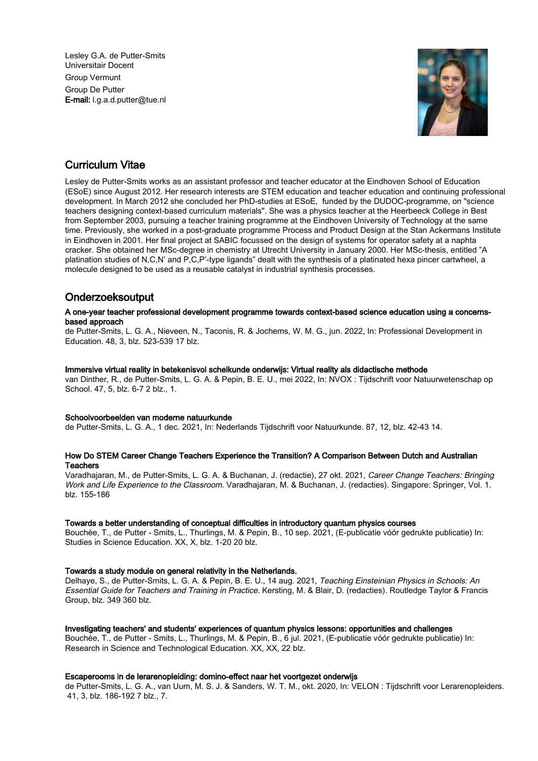Lesley G.A. de Putter-Smits
Universitair Docent
Group Vermunt
Group De Putter
**E-mail:** l.g.a.d.putter@tue.nl

## Curriculum Vitae

Lesley de Putter-Smits works as an assistant professor and teacher educator at the Eindhoven School of Education (ESoE) since August 2012. Her research interests are STEM education and teacher education and continuing professional development. In March 2012 she concluded her PhD-studies at ESoE, funded by the DUDOC-programme, on "science teachers designing context-based curriculum materials". She was a physics teacher at the Heerbeeck College in Best from September 2003, pursuing a teacher training programme at the Eindhoven University of Technology at the same time. Previously, she worked in a post-graduate programme Process and Product Design at the Stan Ackermans Institute in Eindhoven in 2001. Her final project at SABIC focussed on the design of systems for operator safety at a naphta cracker. She obtained her MSc-degree in chemistry at Utrecht University in January 2000. Her MSc-thesis, entitled "A platination studies of N,C,N' and P,C,P'-type ligands" dealt with the synthesis of a platinated hexa pincer cartwheel, a molecule designed to be used as a reusable catalyst in industrial synthesis processes.

## Onderzoeksoutput

**A one-year teacher professional development programme towards context-based science education using a concerns-based approach**
de Putter-Smits, L. G. A., Nieveen, N., Taconis, R. & Jochems, W. M. G., jun. 2022, In: Professional Development in Education. 48, 3, blz. 523-539 17 blz.

**Immersive virtual reality in betekenisvol scheikunde onderwijs: Virtual reality als didactische methode**
van Dinther, R., de Putter-Smits, L. G. A. & Pepin, B. E. U., mei 2022, In: NVOX : Tijdschrift voor Natuurwetenschap op School. 47, 5, blz. 6-7 2 blz., 1.

**Schoolvoorbeelden van moderne natuurkunde**
de Putter-Smits, L. G. A., 1 dec. 2021, In: Nederlands Tijdschrift voor Natuurkunde. 87, 12, blz. 42-43 14.

**How Do STEM Career Change Teachers Experience the Transition? A Comparison Between Dutch and Australian Teachers**
Varadhajaran, M., de Putter-Smits, L. G. A. & Buchanan, J. (redactie), 27 okt. 2021, *Career Change Teachers: Bringing Work and Life Experience to the Classroom.* Varadhajaran, M. & Buchanan, J. (redacties). Singapore: Springer, Vol. 1. blz. 155-186

**Towards a better understanding of conceptual difficulties in introductory quantum physics courses**
Bouchée, T., de Putter - Smits, L., Thurlings, M. & Pepin, B., 10 sep. 2021, (E-publicatie vóór gedrukte publicatie) In: Studies in Science Education. XX, X, blz. 1-20 20 blz.

**Towards a study module on general relativity in the Netherlands.**
Delhaye, S., de Putter-Smits, L. G. A. & Pepin, B. E. U., 14 aug. 2021, *Teaching Einsteinian Physics in Schools: An Essential Guide for Teachers and Training in Practice.* Kersting, M. & Blair, D. (redacties). Routledge Taylor & Francis Group, blz. 349 360 blz.

**Investigating teachers' and students' experiences of quantum physics lessons: opportunities and challenges**
Bouchée, T., de Putter - Smits, L., Thurlings, M. & Pepin, B., 6 jul. 2021, (E-publicatie vóór gedrukte publicatie) In: Research in Science and Technological Education. XX, XX, 22 blz.

**Escaperooms in de lerarenopleiding: domino-effect naar het voortgezet onderwijs**
de Putter-Smits, L. G. A., van Uum, M. S. J. & Sanders, W. T. M., okt. 2020, In: VELON : Tijdschrift voor Lerarenopleiders. 41, 3, blz. 186-192 7 blz., 7.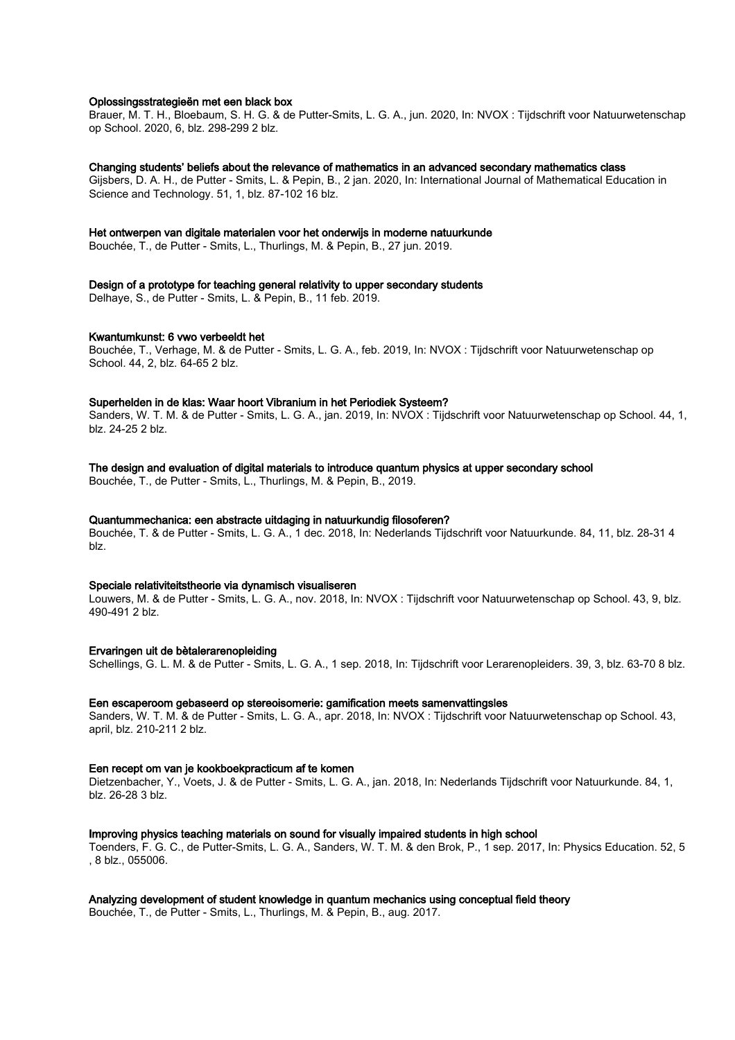**Oplossingsstrategieën met een black box**

Brauer, M. T. H., Bloebaum, S. H. G. & de Putter-Smits, L. G. A., jun. 2020, In: NVOX : Tijdschrift voor Natuurwetenschap op School. 2020, 6, blz. 298-299 2 blz.

**Changing students' beliefs about the relevance of mathematics in an advanced secondary mathematics class**

Gijsbers, D. A. H., de Putter - Smits, L. & Pepin, B., 2 jan. 2020, In: International Journal of Mathematical Education in Science and Technology. 51, 1, blz. 87-102 16 blz.

**Het ontwerpen van digitale materialen voor het onderwijs in moderne natuurkunde**

Bouchée, T., de Putter - Smits, L., Thurlings, M. & Pepin, B., 27 jun. 2019.

**Design of a prototype for teaching general relativity to upper secondary students**

Delhaye, S., de Putter - Smits, L. & Pepin, B., 11 feb. 2019.

**Kwantumkunst: 6 vwo verbeeldt het**

Bouchée, T., Verhage, M. & de Putter - Smits, L. G. A., feb. 2019, In: NVOX : Tijdschrift voor Natuurwetenschap op School. 44, 2, blz. 64-65 2 blz.

**Superhelden in de klas: Waar hoort Vibranium in het Periodiek Systeem?**

Sanders, W. T. M. & de Putter - Smits, L. G. A., jan. 2019, In: NVOX : Tijdschrift voor Natuurwetenschap op School. 44, 1, blz. 24-25 2 blz.

**The design and evaluation of digital materials to introduce quantum physics at upper secondary school**

Bouchée, T., de Putter - Smits, L., Thurlings, M. & Pepin, B., 2019.

**Quantummechanica: een abstracte uitdaging in natuurkundig filosoferen?**

Bouchée, T. & de Putter - Smits, L. G. A., 1 dec. 2018, In: Nederlands Tijdschrift voor Natuurkunde. 84, 11, blz. 28-31 4 blz.

**Speciale relativiteitstheorie via dynamisch visualiseren**

Louwers, M. & de Putter - Smits, L. G. A., nov. 2018, In: NVOX : Tijdschrift voor Natuurwetenschap op School. 43, 9, blz. 490-491 2 blz.

**Ervaringen uit de bètalerarenopleiding**

Schellings, G. L. M. & de Putter - Smits, L. G. A., 1 sep. 2018, In: Tijdschrift voor Lerarenopleiders. 39, 3, blz. 63-70 8 blz.

**Een escaperoom gebaseerd op stereoisomerie: gamification meets samenvattingsles**

Sanders, W. T. M. & de Putter - Smits, L. G. A., apr. 2018, In: NVOX : Tijdschrift voor Natuurwetenschap op School. 43, april, blz. 210-211 2 blz.

**Een recept om van je kookboekpracticum af te komen**

Dietzenbacher, Y., Voets, J. & de Putter - Smits, L. G. A., jan. 2018, In: Nederlands Tijdschrift voor Natuurkunde. 84, 1, blz. 26-28 3 blz.

**Improving physics teaching materials on sound for visually impaired students in high school**

Toenders, F. G. C., de Putter-Smits, L. G. A., Sanders, W. T. M. & den Brok, P., 1 sep. 2017, In: Physics Education. 52, 5 , 8 blz., 055006.

**Analyzing development of student knowledge in quantum mechanics using conceptual field theory**

Bouchée, T., de Putter - Smits, L., Thurlings, M. & Pepin, B., aug. 2017.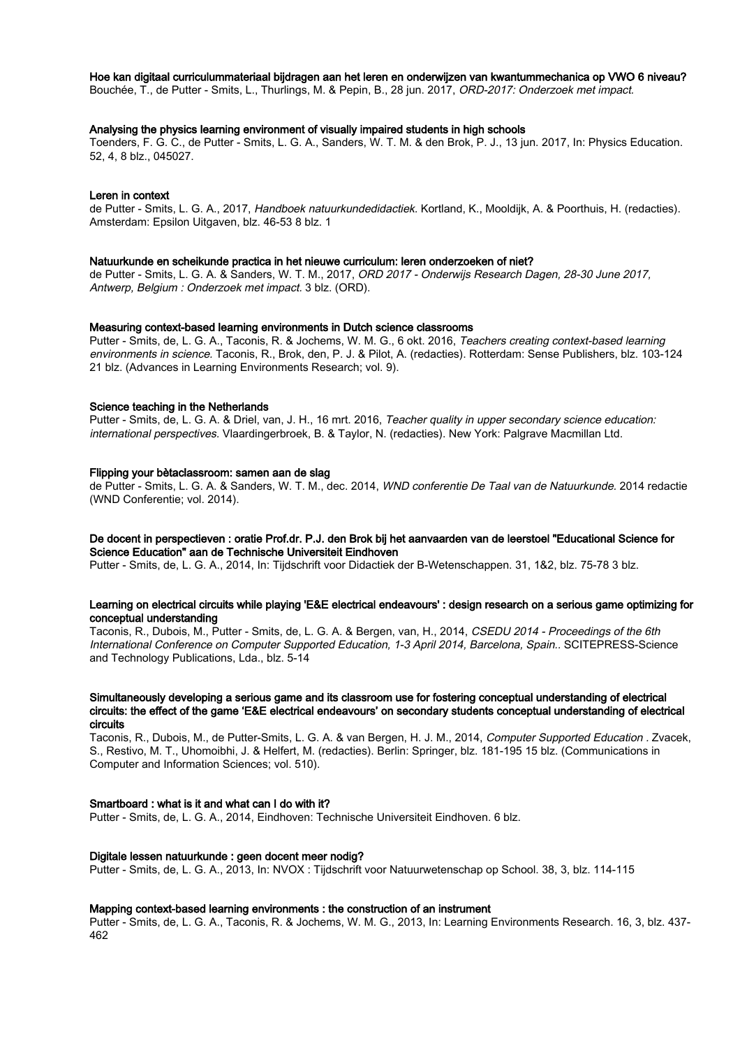**Hoe kan digitaal curriculummateriaal bijdragen aan het leren en onderwijzen van kwantummechanica op VWO 6 niveau?**
Bouchée, T., de Putter - Smits, L., Thurlings, M. & Pepin, B., 28 jun. 2017, *ORD-2017: Onderzoek met impact.*

**Analysing the physics learning environment of visually impaired students in high schools**
Toenders, F. G. C., de Putter - Smits, L. G. A., Sanders, W. T. M. & den Brok, P. J., 13 jun. 2017, In: Physics Education. 52, 4, 8 blz., 045027.

**Leren in context**
de Putter - Smits, L. G. A., 2017, *Handboek natuurkundedidactiek.* Kortland, K., Mooldijk, A. & Poorthuis, H. (redacties). Amsterdam: Epsilon Uitgaven, blz. 46-53 8 blz. 1

**Natuurkunde en scheikunde practica in het nieuwe curriculum: leren onderzoeken of niet?**
de Putter - Smits, L. G. A. & Sanders, W. T. M., 2017, *ORD 2017 - Onderwijs Research Dagen, 28-30 June 2017, Antwerp, Belgium : Onderzoek met impact.* 3 blz. (ORD).

**Measuring context-based learning environments in Dutch science classrooms**
Putter - Smits, de, L. G. A., Taconis, R. & Jochems, W. M. G., 6 okt. 2016, *Teachers creating context-based learning environments in science.* Taconis, R., Brok, den, P. J. & Pilot, A. (redacties). Rotterdam: Sense Publishers, blz. 103-124 21 blz. (Advances in Learning Environments Research; vol. 9).

**Science teaching in the Netherlands**
Putter - Smits, de, L. G. A. & Driel, van, J. H., 16 mrt. 2016, *Teacher quality in upper secondary science education: international perspectives.* Vlaardingerbroek, B. & Taylor, N. (redacties). New York: Palgrave Macmillan Ltd.

**Flipping your bètaclassroom: samen aan de slag**
de Putter - Smits, L. G. A. & Sanders, W. T. M., dec. 2014, *WND conferentie De Taal van de Natuurkunde.* 2014 redactie (WND Conferentie; vol. 2014).

**De docent in perspectieven : oratie Prof.dr. P.J. den Brok bij het aanvaarden van de leerstoel "Educational Science for Science Education" aan de Technische Universiteit Eindhoven**
Putter - Smits, de, L. G. A., 2014, In: Tijdschrift voor Didactiek der B-Wetenschappen. 31, 1&2, blz. 75-78 3 blz.

**Learning on electrical circuits while playing 'E&E electrical endeavours' : design research on a serious game optimizing for conceptual understanding**
Taconis, R., Dubois, M., Putter - Smits, de, L. G. A. & Bergen, van, H., 2014, *CSEDU 2014 - Proceedings of the 6th International Conference on Computer Supported Education, 1-3 April 2014, Barcelona, Spain..* SCITEPRESS-Science and Technology Publications, Lda., blz. 5-14

**Simultaneously developing a serious game and its classroom use for fostering conceptual understanding of electrical circuits: the effect of the game 'E&E electrical endeavours' on secondary students conceptual understanding of electrical circuits**
Taconis, R., Dubois, M., de Putter-Smits, L. G. A. & van Bergen, H. J. M., 2014, *Computer Supported Education .* Zvacek, S., Restivo, M. T., Uhomoibhi, J. & Helfert, M. (redacties). Berlin: Springer, blz. 181-195 15 blz. (Communications in Computer and Information Sciences; vol. 510).

**Smartboard : what is it and what can I do with it?**
Putter - Smits, de, L. G. A., 2014, Eindhoven: Technische Universiteit Eindhoven. 6 blz.

**Digitale lessen natuurkunde : geen docent meer nodig?**
Putter - Smits, de, L. G. A., 2013, In: NVOX : Tijdschrift voor Natuurwetenschap op School. 38, 3, blz. 114-115

**Mapping context-based learning environments : the construction of an instrument**
Putter - Smits, de, L. G. A., Taconis, R. & Jochems, W. M. G., 2013, In: Learning Environments Research. 16, 3, blz. 437-462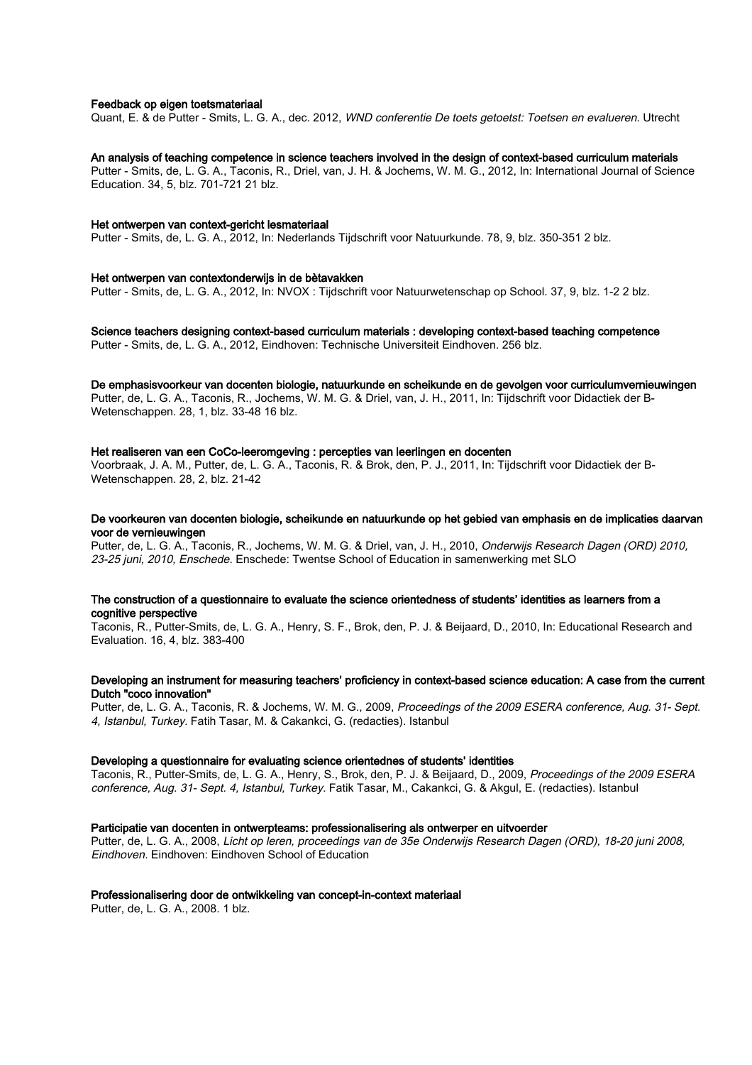**Feedback op eigen toetsmateriaal**
Quant, E. & de Putter - Smits, L. G. A., dec. 2012, *WND conferentie De toets getoetst: Toetsen en evalueren.* Utrecht

**An analysis of teaching competence in science teachers involved in the design of context-based curriculum materials**
Putter - Smits, de, L. G. A., Taconis, R., Driel, van, J. H. & Jochems, W. M. G., 2012, In: International Journal of Science Education. 34, 5, blz. 701-721 21 blz.

**Het ontwerpen van context-gericht lesmateriaal**
Putter - Smits, de, L. G. A., 2012, In: Nederlands Tijdschrift voor Natuurkunde. 78, 9, blz. 350-351 2 blz.

**Het ontwerpen van contextonderwijs in de bètavakken**
Putter - Smits, de, L. G. A., 2012, In: NVOX : Tijdschrift voor Natuurwetenschap op School. 37, 9, blz. 1-2 2 blz.

**Science teachers designing context-based curriculum materials : developing context-based teaching competence**
Putter - Smits, de, L. G. A., 2012, Eindhoven: Technische Universiteit Eindhoven. 256 blz.

**De emphasisvoorkeur van docenten biologie, natuurkunde en scheikunde en de gevolgen voor curriculumvernieuwingen**
Putter, de, L. G. A., Taconis, R., Jochems, W. M. G. & Driel, van, J. H., 2011, In: Tijdschrift voor Didactiek der B-Wetenschappen. 28, 1, blz. 33-48 16 blz.

**Het realiseren van een CoCo-leeromgeving : percepties van leerlingen en docenten**
Voorbraak, J. A. M., Putter, de, L. G. A., Taconis, R. & Brok, den, P. J., 2011, In: Tijdschrift voor Didactiek der B-Wetenschappen. 28, 2, blz. 21-42

**De voorkeuren van docenten biologie, scheikunde en natuurkunde op het gebied van emphasis en de implicaties daarvan voor de vernieuwingen**
Putter, de, L. G. A., Taconis, R., Jochems, W. M. G. & Driel, van, J. H., 2010, *Onderwijs Research Dagen (ORD) 2010, 23-25 juni, 2010, Enschede.* Enschede: Twentse School of Education in samenwerking met SLO

**The construction of a questionnaire to evaluate the science orientedness of students' identities as learners from a cognitive perspective**
Taconis, R., Putter-Smits, de, L. G. A., Henry, S. F., Brok, den, P. J. & Beijaard, D., 2010, In: Educational Research and Evaluation. 16, 4, blz. 383-400

**Developing an instrument for measuring teachers' proficiency in context-based science education: A case from the current Dutch "coco innovation"**
Putter, de, L. G. A., Taconis, R. & Jochems, W. M. G., 2009, *Proceedings of the 2009 ESERA conference, Aug. 31- Sept. 4, Istanbul, Turkey.* Fatih Tasar, M. & Cakankci, G. (redacties). Istanbul

**Developing a questionnaire for evaluating science orientednes of students' identities**
Taconis, R., Putter-Smits, de, L. G. A., Henry, S., Brok, den, P. J. & Beijaard, D., 2009, *Proceedings of the 2009 ESERA conference, Aug. 31- Sept. 4, Istanbul, Turkey.* Fatik Tasar, M., Cakankci, G. & Akgul, E. (redacties). Istanbul

**Participatie van docenten in ontwerpteams: professionalisering als ontwerper en uitvoerder**
Putter, de, L. G. A., 2008, *Licht op leren, proceedings van de 35e Onderwijs Research Dagen (ORD), 18-20 juni 2008, Eindhoven.* Eindhoven: Eindhoven School of Education

**Professionalisering door de ontwikkeling van concept-in-context materiaal**
Putter, de, L. G. A., 2008. 1 blz.